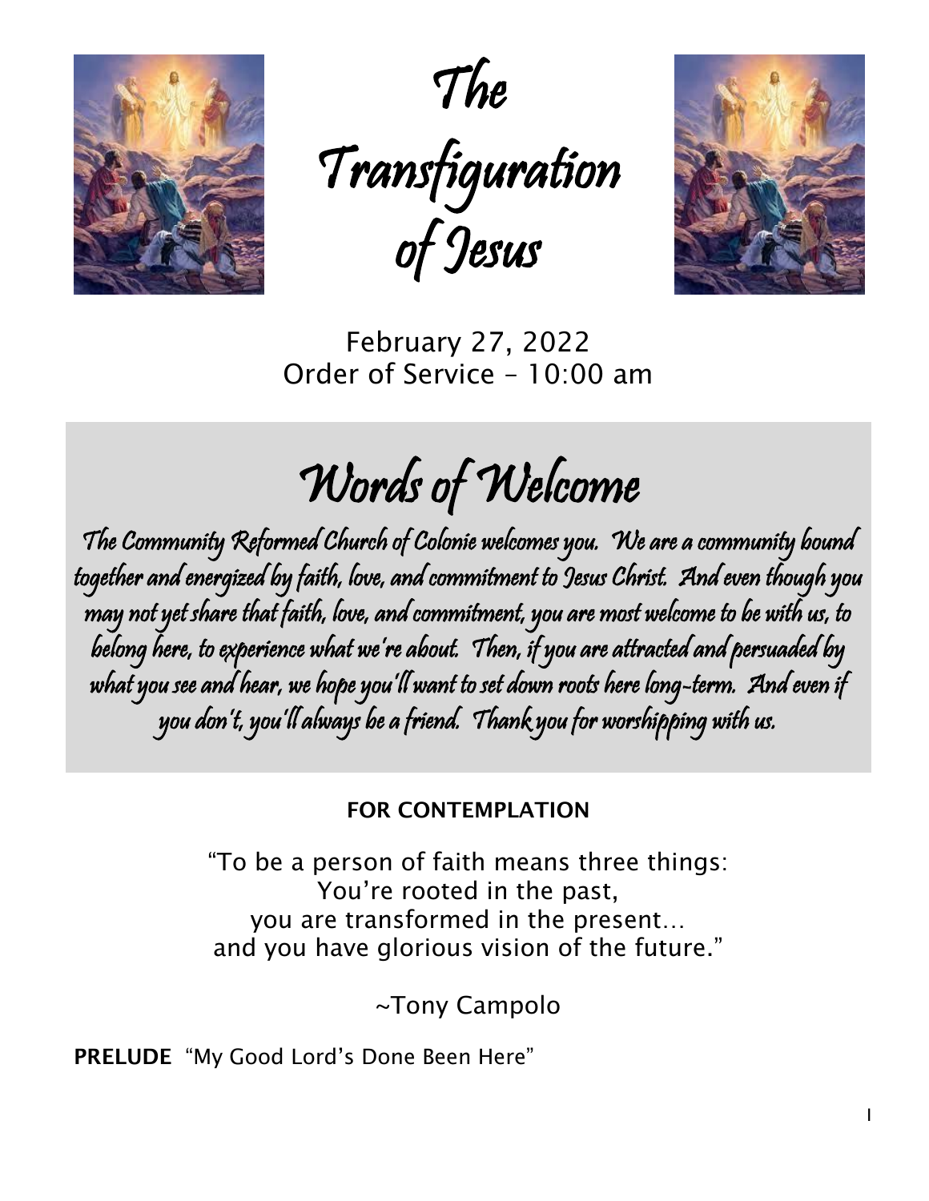# The Transfiguration of Jesus

February 27, 2022
Order of Service – 10:00 am

## Words of Welcome

*The Community Reformed Church of Colonie welcomes you. We are a community bound together and energized by faith, love, and commitment to Jesus Christ. And even though you may not yet share that faith, love, and commitment, you are most welcome to be with us, to belong here, to experience what we're about. Then, if you are attracted and persuaded by what you see and hear, we hope you'll want to set down roots here long-term. And even if you don't, you'll always be a friend. Thank you for worshipping with us.*

**FOR CONTEMPLATION**

"To be a person of faith means three things:
You're rooted in the past,
you are transformed in the present…
and you have glorious vision of the future."

~Tony Campolo

**PRELUDE** "My Good Lord's Done Been Here"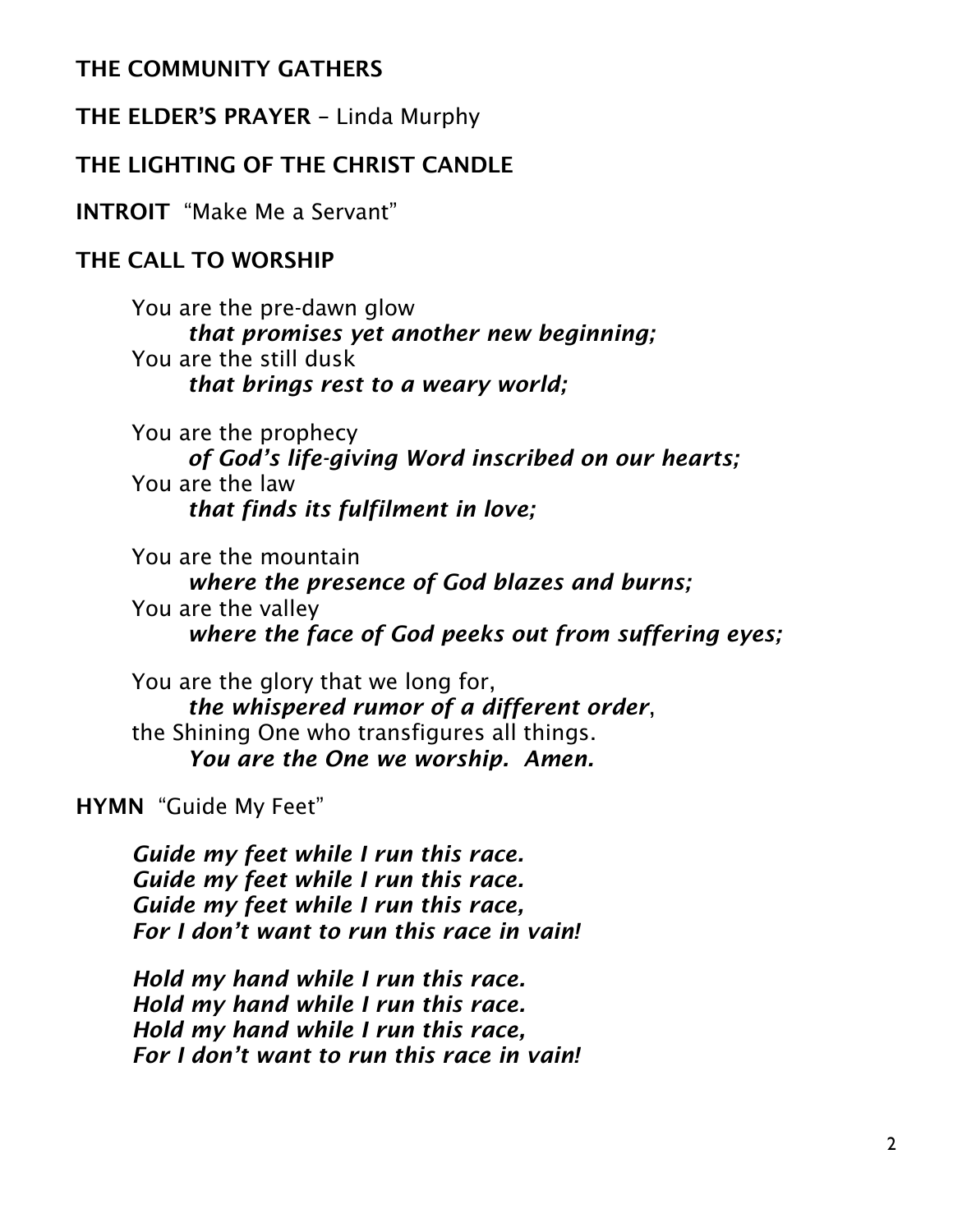## THE COMMUNITY GATHERS

**THE ELDER'S PRAYER** – Linda Murphy

**THE LIGHTING OF THE CHRIST CANDLE**

**INTROIT** "Make Me a Servant"

**THE CALL TO WORSHIP**

You are the pre-dawn glow
*that promises yet another new beginning;*
You are the still dusk
*that brings rest to a weary world;*

You are the prophecy
*of God's life-giving Word inscribed on our hearts;*
You are the law
*that finds its fulfilment in love;*

You are the mountain
*where the presence of God blazes and burns;*
You are the valley
*where the face of God peeks out from suffering eyes;*

You are the glory that we long for,
*the whispered rumor of a different order*,
the Shining One who transfigures all things.
*You are the One we worship. Amen.*

**HYMN** "Guide My Feet"

*Guide my feet while I run this race.*
*Guide my feet while I run this race.*
*Guide my feet while I run this race,*
*For I don't want to run this race in vain!*

*Hold my hand while I run this race.*
*Hold my hand while I run this race.*
*Hold my hand while I run this race,*
*For I don't want to run this race in vain!*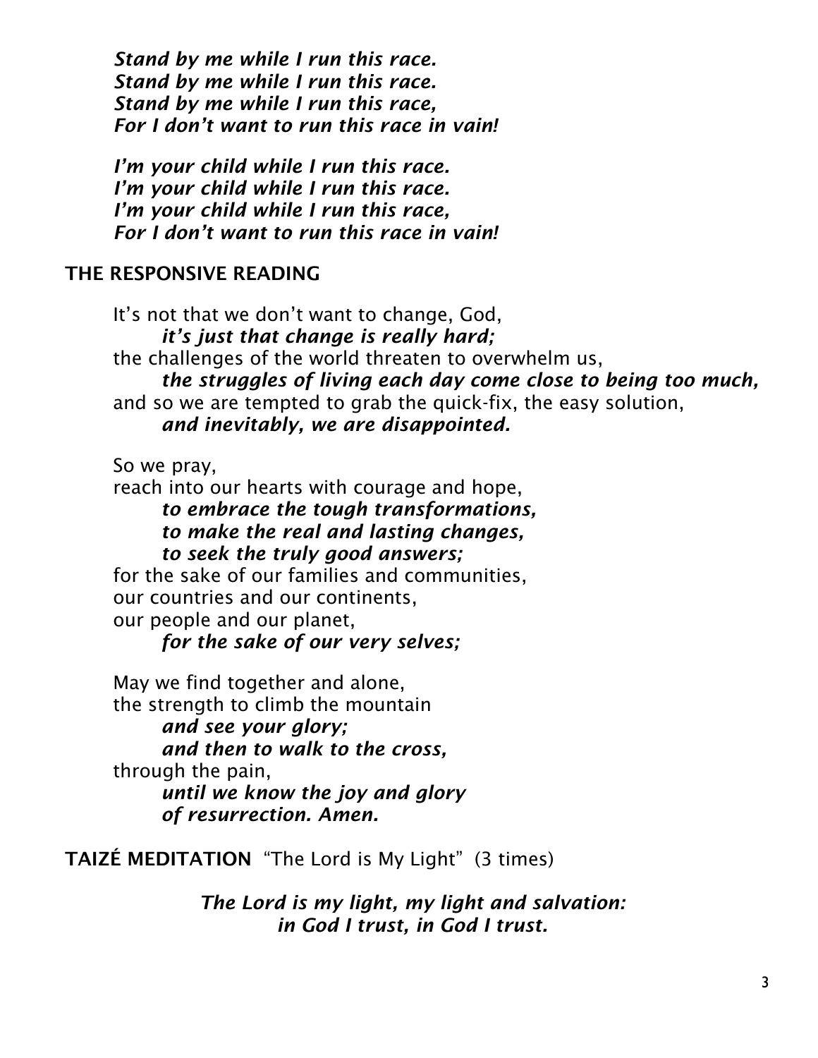*Stand by me while I run this race.*
*Stand by me while I run this race.*
*Stand by me while I run this race,*
*For I don't want to run this race in vain!*

*I'm your child while I run this race.*
*I'm your child while I run this race.*
*I'm your child while I run this race,*
*For I don't want to run this race in vain!*

**THE RESPONSIVE READING**

It's not that we don't want to change, God,
    ***it's just that change is really hard;***
the challenges of the world threaten to overwhelm us,
    ***the struggles of living each day come close to being too much,***
and so we are tempted to grab the quick-fix, the easy solution,
    ***and inevitably, we are disappointed.***

So we pray,
reach into our hearts with courage and hope,
    ***to embrace the tough transformations,***
    ***to make the real and lasting changes,***
    ***to seek the truly good answers;***
for the sake of our families and communities,
our countries and our continents,
our people and our planet,
    ***for the sake of our very selves;***

May we find together and alone,
the strength to climb the mountain
    ***and see your glory;***
    ***and then to walk to the cross,***
through the pain,
    ***until we know the joy and glory***
    ***of resurrection. Amen.***

**TAIZÉ MEDITATION** "The Lord is My Light" (3 times)

***The Lord is my light, my light and salvation:***
***in God I trust, in God I trust.***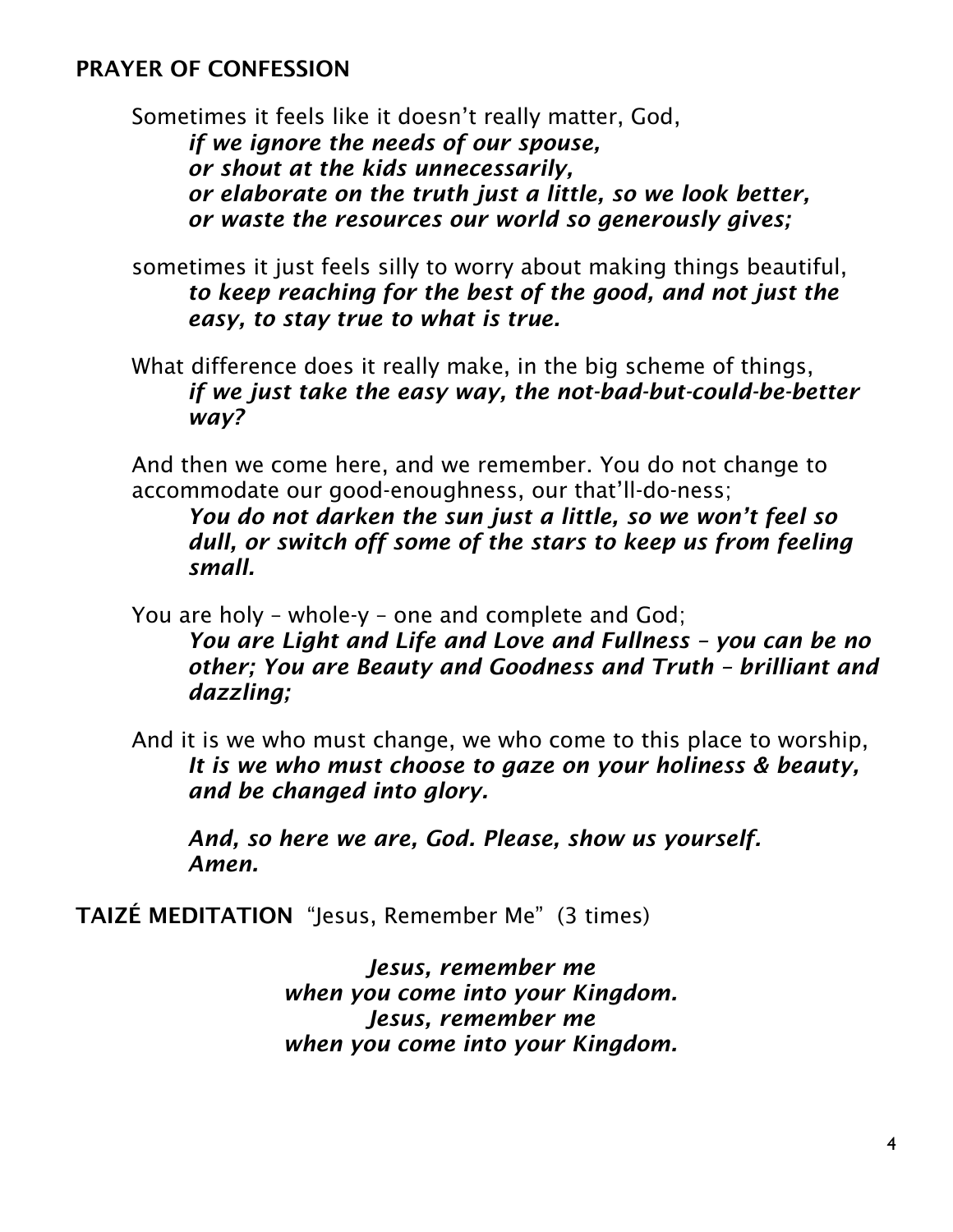## PRAYER OF CONFESSION

Sometimes it feels like it doesn't really matter, God,
***if we ignore the needs of our spouse,***
***or shout at the kids unnecessarily,***
***or elaborate on the truth just a little, so we look better,***
***or waste the resources our world so generously gives;***

sometimes it just feels silly to worry about making things beautiful,
***to keep reaching for the best of the good, and not just the easy, to stay true to what is true.***

What difference does it really make, in the big scheme of things,
***if we just take the easy way, the not-bad-but-could-be-better way?***

And then we come here, and we remember. You do not change to accommodate our good-enoughness, our that'll-do-ness;
***You do not darken the sun just a little, so we won't feel so dull, or switch off some of the stars to keep us from feeling small.***

You are holy – whole-y – one and complete and God;
***You are Light and Life and Love and Fullness – you can be no other; You are Beauty and Goodness and Truth – brilliant and dazzling;***

And it is we who must change, we who come to this place to worship,
***It is we who must choose to gaze on your holiness & beauty, and be changed into glory.***

***And, so here we are, God. Please, show us yourself.***
***Amen.***

**TAIZÉ MEDITATION** "Jesus, Remember Me" (3 times)

***Jesus, remember me***
***when you come into your Kingdom.***
***Jesus, remember me***
***when you come into your Kingdom.***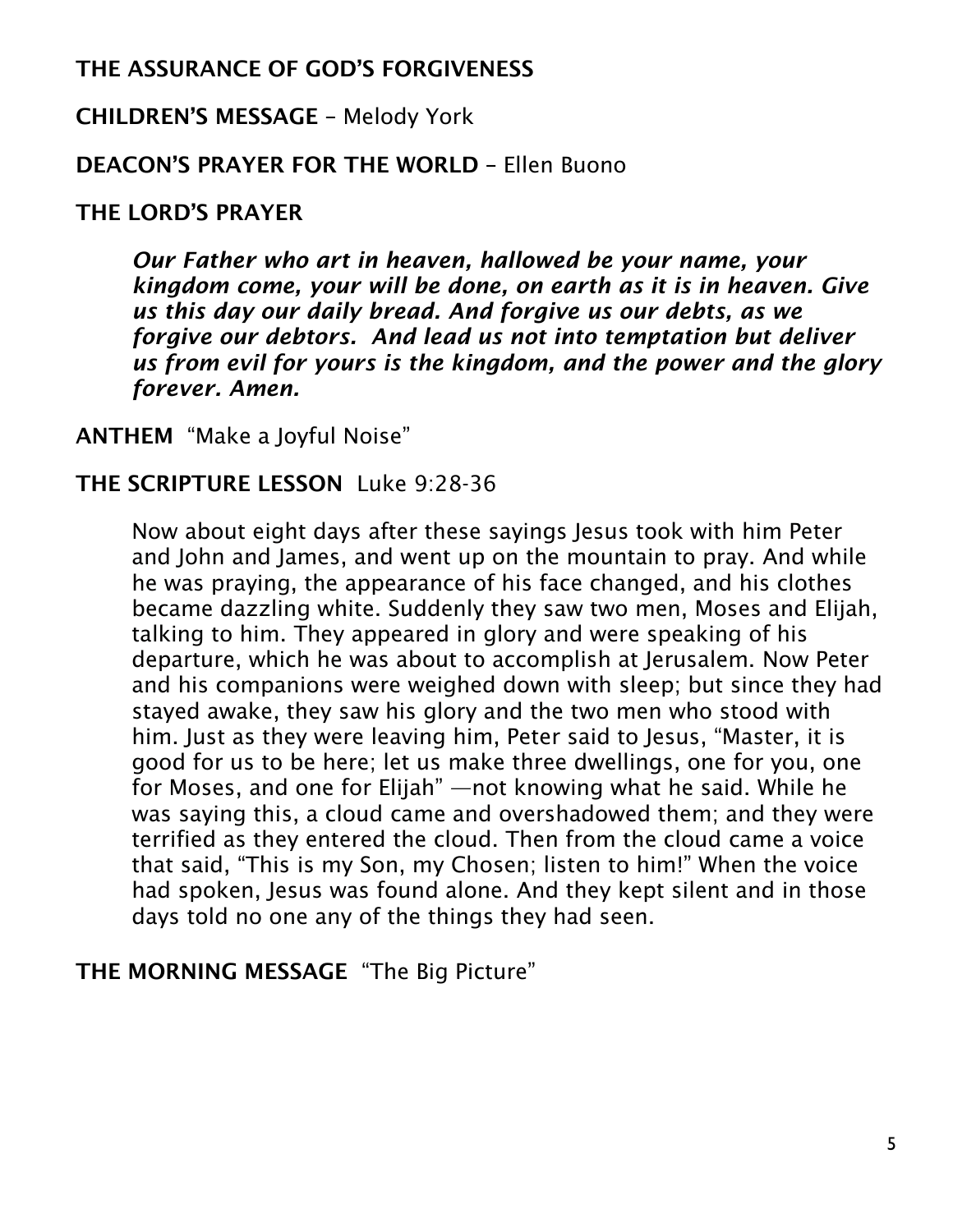**THE ASSURANCE OF GOD'S FORGIVENESS**

**CHILDREN'S MESSAGE** – Melody York

**DEACON'S PRAYER FOR THE WORLD** – Ellen Buono

**THE LORD'S PRAYER**

> ***Our Father who art in heaven, hallowed be your name, your kingdom come, your will be done, on earth as it is in heaven. Give us this day our daily bread. And forgive us our debts, as we forgive our debtors. And lead us not into temptation but deliver us from evil for yours is the kingdom, and the power and the glory forever. Amen.***

**ANTHEM** "Make a Joyful Noise"

**THE SCRIPTURE LESSON** Luke 9:28-36

> Now about eight days after these sayings Jesus took with him Peter and John and James, and went up on the mountain to pray. And while he was praying, the appearance of his face changed, and his clothes became dazzling white. Suddenly they saw two men, Moses and Elijah, talking to him. They appeared in glory and were speaking of his departure, which he was about to accomplish at Jerusalem. Now Peter and his companions were weighed down with sleep; but since they had stayed awake, they saw his glory and the two men who stood with him. Just as they were leaving him, Peter said to Jesus, "Master, it is good for us to be here; let us make three dwellings, one for you, one for Moses, and one for Elijah" —not knowing what he said. While he was saying this, a cloud came and overshadowed them; and they were terrified as they entered the cloud. Then from the cloud came a voice that said, "This is my Son, my Chosen; listen to him!" When the voice had spoken, Jesus was found alone. And they kept silent and in those days told no one any of the things they had seen.

**THE MORNING MESSAGE** "The Big Picture"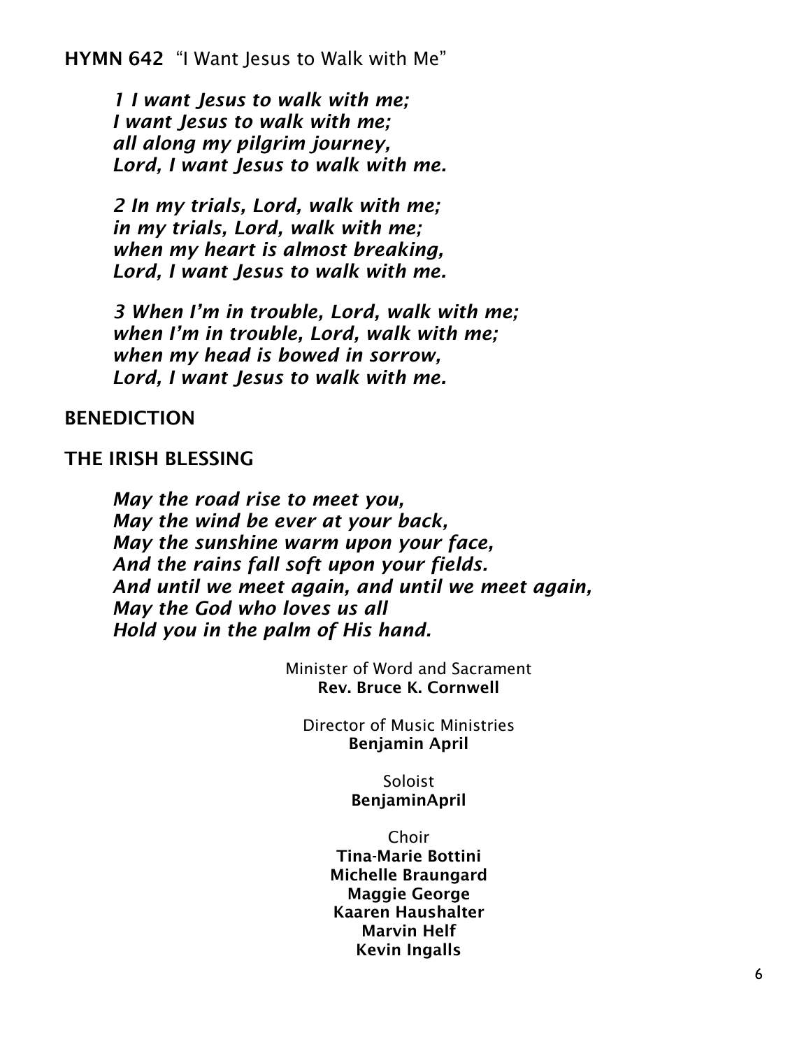**HYMN 642** "I Want Jesus to Walk with Me"

***1 I want Jesus to walk with me;***
***I want Jesus to walk with me;***
***all along my pilgrim journey,***
***Lord, I want Jesus to walk with me.***

***2 In my trials, Lord, walk with me;***
***in my trials, Lord, walk with me;***
***when my heart is almost breaking,***
***Lord, I want Jesus to walk with me.***

***3 When I'm in trouble, Lord, walk with me;***
***when I'm in trouble, Lord, walk with me;***
***when my head is bowed in sorrow,***
***Lord, I want Jesus to walk with me.***

**BENEDICTION**

**THE IRISH BLESSING**

***May the road rise to meet you,***
***May the wind be ever at your back,***
***May the sunshine warm upon your face,***
***And the rains fall soft upon your fields.***
***And until we meet again, and until we meet again,***
***May the God who loves us all***
***Hold you in the palm of His hand.***

Minister of Word and Sacrament
**Rev. Bruce K. Cornwell**

Director of Music Ministries
**Benjamin April**

Soloist
**BenjaminApril**

Choir
**Tina-Marie Bottini**
**Michelle Braungard**
**Maggie George**
**Kaaren Haushalter**
**Marvin Helf**
**Kevin Ingalls**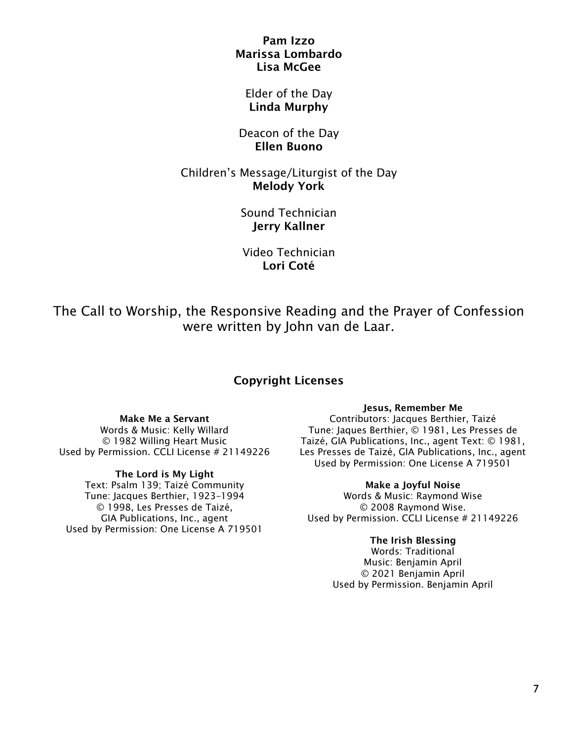**Pam Izzo**
**Marissa Lombardo**
**Lisa McGee**

Elder of the Day
**Linda Murphy**

Deacon of the Day
**Ellen Buono**

Children's Message/Liturgist of the Day
**Melody York**

Sound Technician
**Jerry Kallner**

Video Technician
**Lori Coté**

The Call to Worship, the Responsive Reading and the Prayer of Confession were written by John van de Laar.

## Copyright Licenses

**Make Me a Servant**
Words & Music: Kelly Willard
© 1982 Willing Heart Music
Used by Permission. CCLI License # 21149226

**The Lord is My Light**
Text: Psalm 139; Taizé Community
Tune: Jacques Berthier, 1923–1994
© 1998, Les Presses de Taizé,
GIA Publications, Inc., agent
Used by Permission: One License A 719501

**Jesus, Remember Me**
Contributors: Jacques Berthier, Taizé
Tune: Jaques Berthier, © 1981, Les Presses de Taizé, GIA Publications, Inc., agent Text: © 1981, Les Presses de Taizé, GIA Publications, Inc., agent
Used by Permission: One License A 719501

**Make a Joyful Noise**
Words & Music: Raymond Wise
© 2008 Raymond Wise.
Used by Permission. CCLI License # 21149226

**The Irish Blessing**
Words: Traditional
Music: Benjamin April
© 2021 Benjamin April
Used by Permission. Benjamin April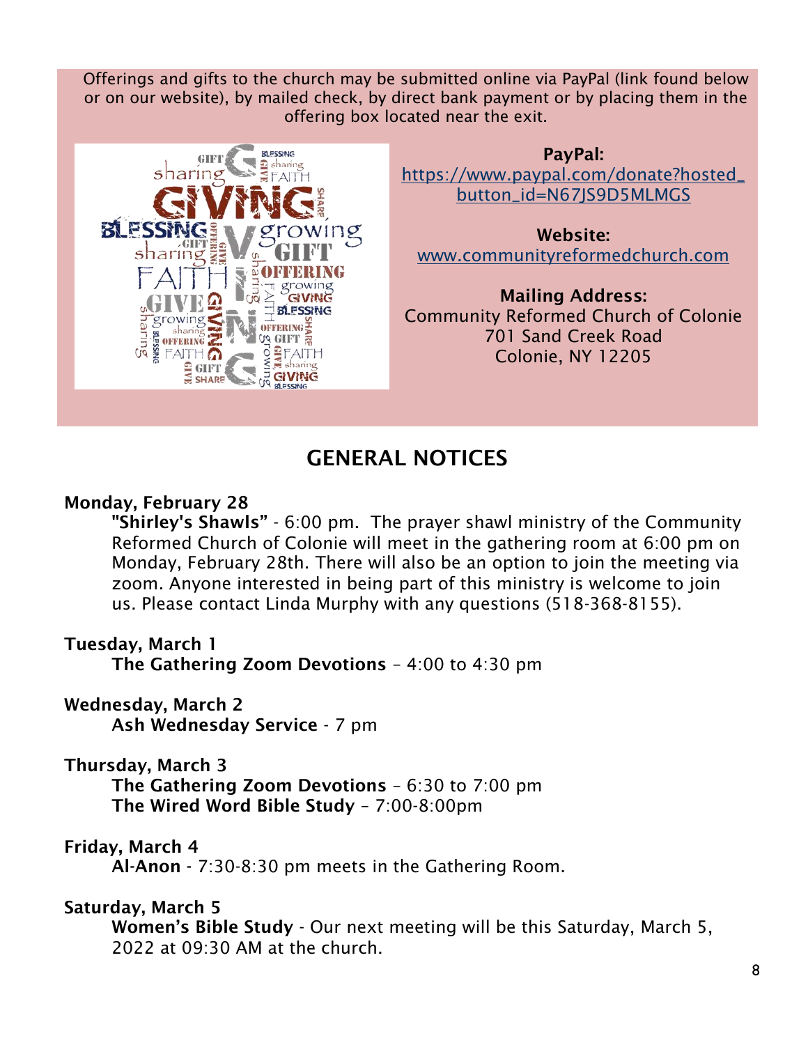Offerings and gifts to the church may be submitted online via PayPal (link found below or on our website), by mailed check, by direct bank payment or by placing them in the offering box located near the exit.

**PayPal:**
https://www.paypal.com/donate?hosted_button_id=N67JS9D5MLMGS

**Website:**
www.communityreformedchurch.com

**Mailing Address:**
Community Reformed Church of Colonie
701 Sand Creek Road
Colonie, NY 12205

## GENERAL NOTICES

**Monday, February 28**

**"Shirley's Shawls"** - 6:00 pm. The prayer shawl ministry of the Community Reformed Church of Colonie will meet in the gathering room at 6:00 pm on Monday, February 28th. There will also be an option to join the meeting via zoom. Anyone interested in being part of this ministry is welcome to join us. Please contact Linda Murphy with any questions (518-368-8155).

**Tuesday, March 1**

**The Gathering Zoom Devotions** – 4:00 to 4:30 pm

**Wednesday, March 2**

**Ash Wednesday Service** - 7 pm

**Thursday, March 3**

**The Gathering Zoom Devotions** – 6:30 to 7:00 pm
**The Wired Word Bible Study** – 7:00-8:00pm

**Friday, March 4**

**Al-Anon** - 7:30-8:30 pm meets in the Gathering Room.

**Saturday, March 5**

**Women's Bible Study** - Our next meeting will be this Saturday, March 5, 2022 at 09:30 AM at the church.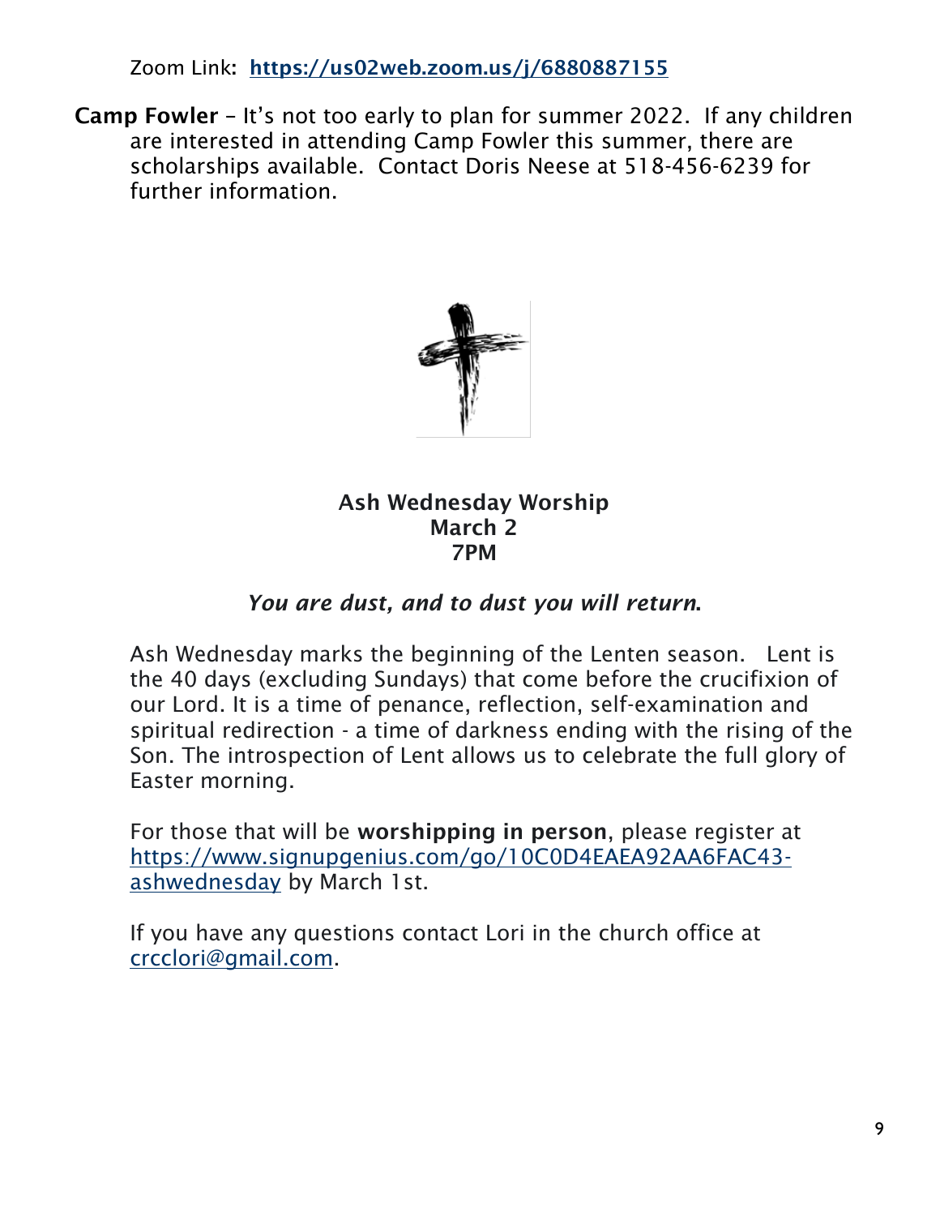Zoom Link: **https://us02web.zoom.us/j/6880887155**

**Camp Fowler** – It's not too early to plan for summer 2022. If any children are interested in attending Camp Fowler this summer, there are scholarships available. Contact Doris Neese at 518-456-6239 for further information.

**Ash Wednesday Worship**
**March 2**
**7PM**

***You are dust, and to dust you will return.***

Ash Wednesday marks the beginning of the Lenten season. Lent is the 40 days (excluding Sundays) that come before the crucifixion of our Lord. It is a time of penance, reflection, self-examination and spiritual redirection - a time of darkness ending with the rising of the Son. The introspection of Lent allows us to celebrate the full glory of Easter morning.

For those that will be **worshipping in person**, please register at https://www.signupgenius.com/go/10C0D4EAEA92AA6FAC43-ashwednesday by March 1st.

If you have any questions contact Lori in the church office at crcclori@gmail.com.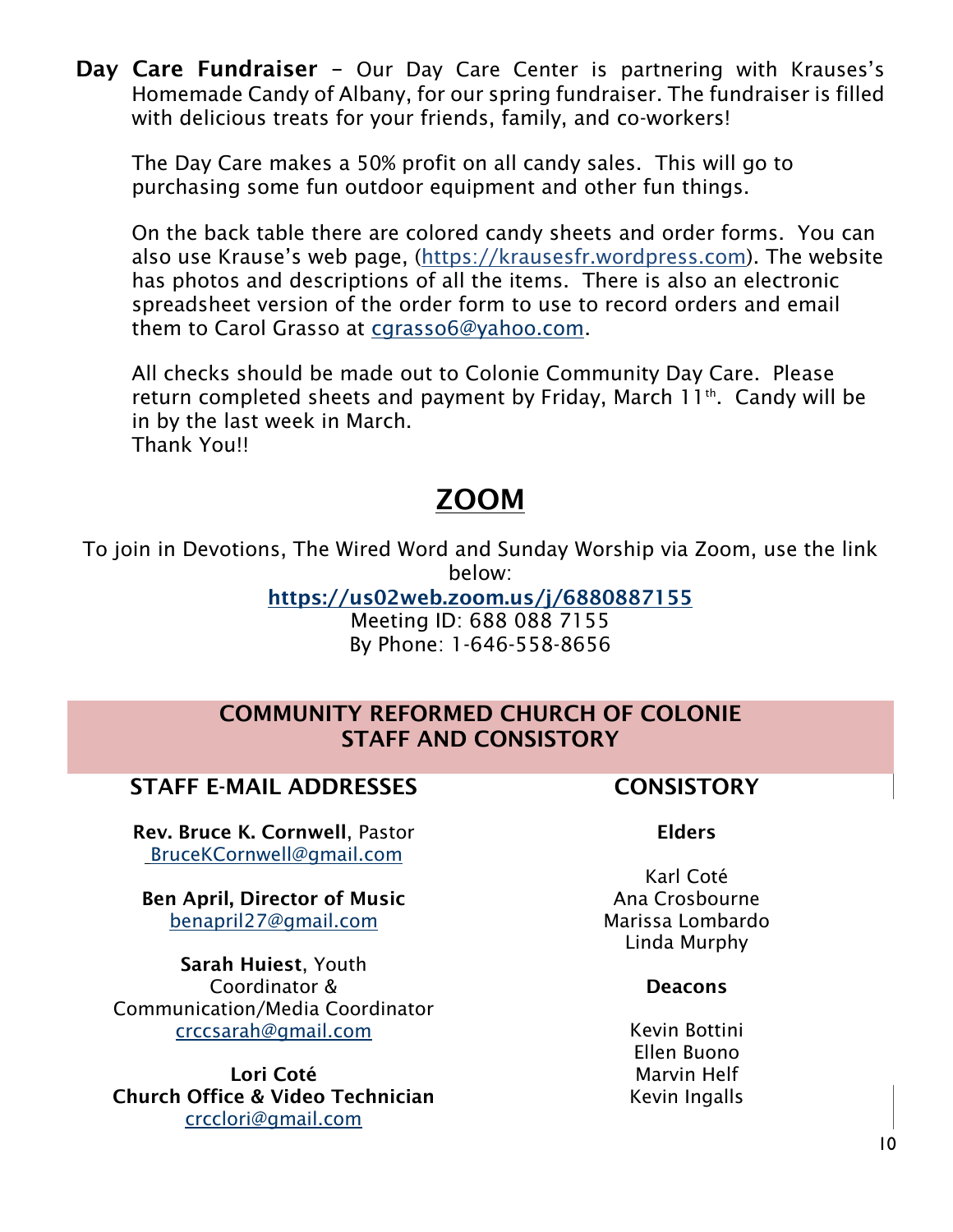**Day Care Fundraiser** – Our Day Care Center is partnering with Krauses's Homemade Candy of Albany, for our spring fundraiser. The fundraiser is filled with delicious treats for your friends, family, and co-workers!

The Day Care makes a 50% profit on all candy sales. This will go to purchasing some fun outdoor equipment and other fun things.

On the back table there are colored candy sheets and order forms. You can also use Krause's web page, (https://krausesfr.wordpress.com). The website has photos and descriptions of all the items. There is also an electronic spreadsheet version of the order form to use to record orders and email them to Carol Grasso at cgrasso6@yahoo.com.

All checks should be made out to Colonie Community Day Care. Please return completed sheets and payment by Friday, March 11th. Candy will be in by the last week in March.
Thank You!!

# ZOOM

To join in Devotions, The Wired Word and Sunday Worship via Zoom, use the link below:

**https://us02web.zoom.us/j/6880887155**
Meeting ID: 688 088 7155
By Phone: 1-646-558-8656

## COMMUNITY REFORMED CHURCH OF COLONIE STAFF AND CONSISTORY

### STAFF E-MAIL ADDRESSES

**Rev. Bruce K. Cornwell**, Pastor
BruceKCornwell@gmail.com

**Ben April, Director of Music**
benapril27@gmail.com

**Sarah Huiest**, Youth Coordinator & Communication/Media Coordinator
crccsarah@gmail.com

**Lori Coté**
**Church Office & Video Technician**
crcclori@gmail.com

### CONSISTORY

**Elders**

Karl Coté
Ana Crosbourne
Marissa Lombardo
Linda Murphy

**Deacons**

Kevin Bottini
Ellen Buono
Marvin Helf
Kevin Ingalls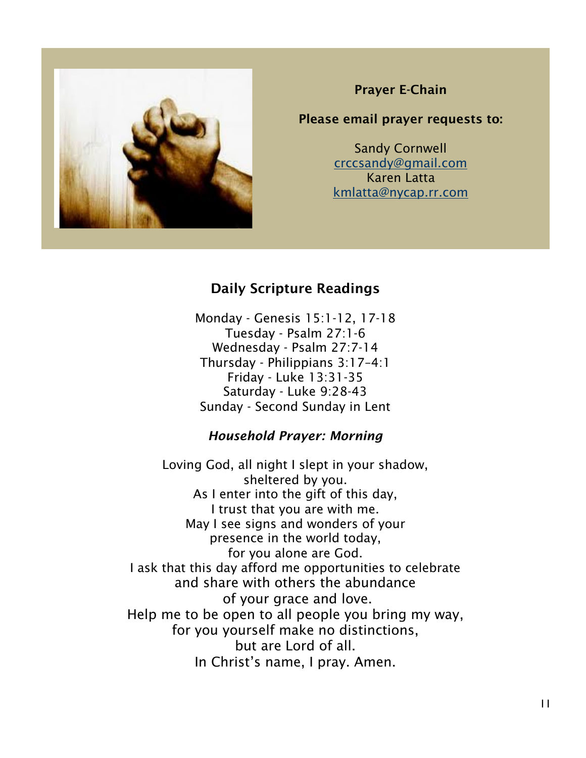**Prayer E-Chain**

**Please email prayer requests to:**

Sandy Cornwell
crccsandy@gmail.com
Karen Latta
kmlatta@nycap.rr.com

## Daily Scripture Readings

Monday - Genesis 15:1-12, 17-18
Tuesday - Psalm 27:1-6
Wednesday - Psalm 27:7-14
Thursday - Philippians 3:17–4:1
Friday - Luke 13:31-35
Saturday - Luke 9:28-43
Sunday - Second Sunday in Lent

### *Household Prayer: Morning*

Loving God, all night I slept in your shadow,
sheltered by you.
As I enter into the gift of this day,
I trust that you are with me.
May I see signs and wonders of your
presence in the world today,
for you alone are God.
I ask that this day afford me opportunities to celebrate
and share with others the abundance
of your grace and love.
Help me to be open to all people you bring my way,
for you yourself make no distinctions,
but are Lord of all.
In Christ's name, I pray. Amen.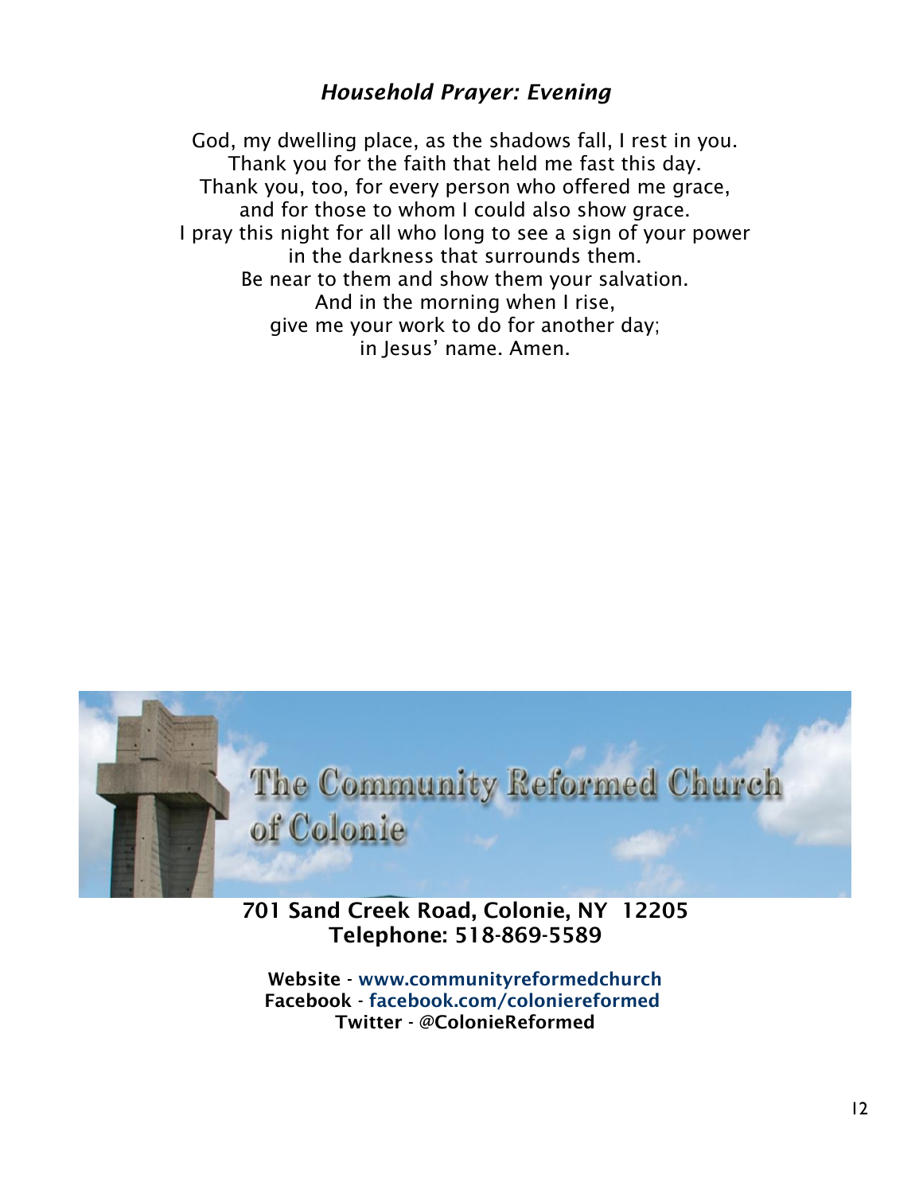### *Household Prayer: Evening*

God, my dwelling place, as the shadows fall, I rest in you.
Thank you for the faith that held me fast this day.
Thank you, too, for every person who offered me grace,
and for those to whom I could also show grace.
I pray this night for all who long to see a sign of your power
in the darkness that surrounds them.
Be near to them and show them your salvation.
And in the morning when I rise,
give me your work to do for another day;
in Jesus' name. Amen.

The Community Reformed Church of Colonie

**701 Sand Creek Road, Colonie, NY 12205**
**Telephone: 518-869-5589**

**Website - www.communityreformedchurch**
**Facebook - facebook.com/coloniereformed**
**Twitter - @ColonieReformed**